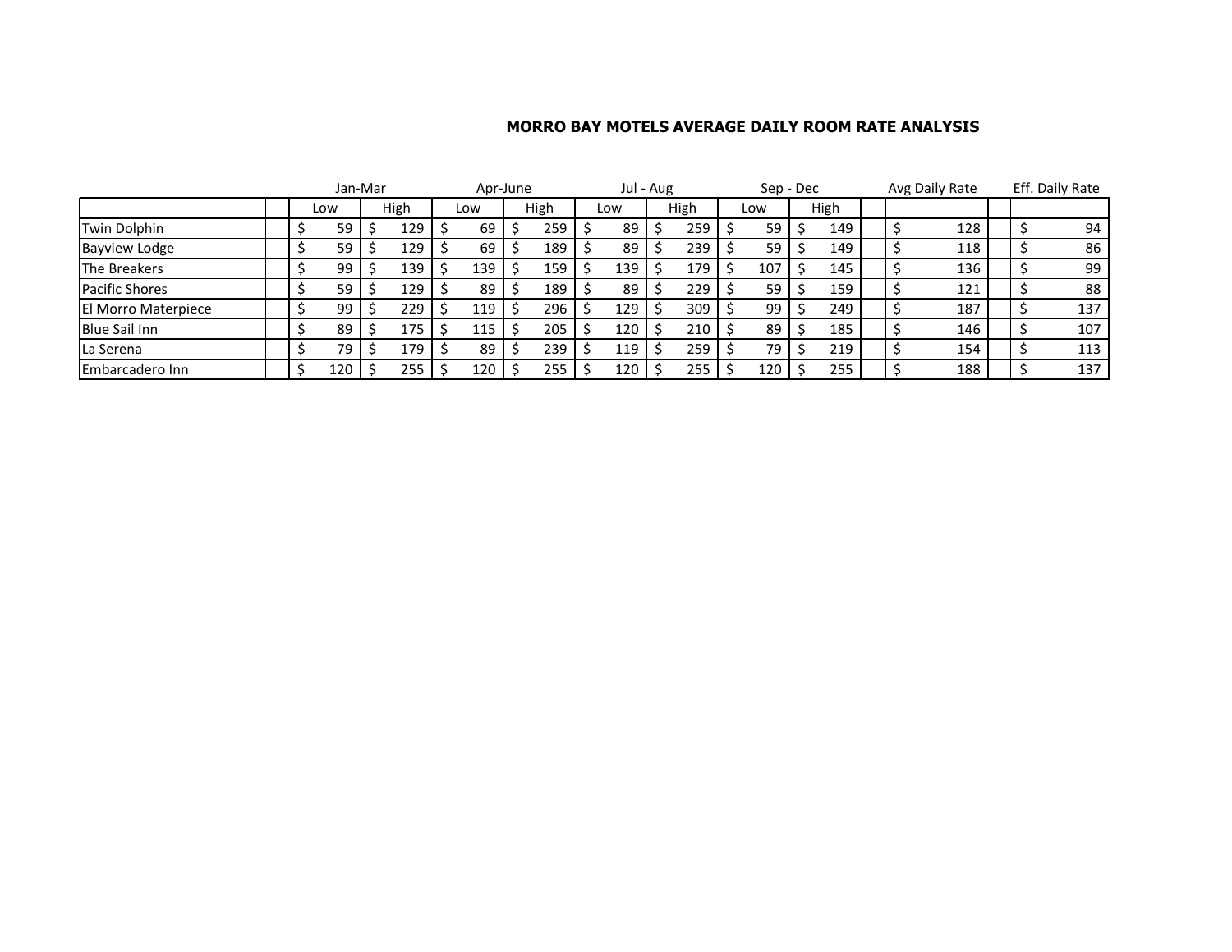# MORRO BAY MOTELS AVERAGE DAILY ROOM RATE ANALYSIS

| | Jan-Mar | | Apr-June | | Jul - Aug | | Sep - Dec | | Avg Daily Rate | Eff. Daily Rate |
|---|---|---|---|---|---|---|---|---|---|---|
| | Low | High | Low | High | Low | High | Low | High | | |
| Twin Dolphin | $ 59 | $ 129 | $ 69 | $ 259 | $ 89 | $ 259 | $ 59 | $ 149 | $ 128 | $ 94 |
| Bayview Lodge | $ 59 | $ 129 | $ 69 | $ 189 | $ 89 | $ 239 | $ 59 | $ 149 | $ 118 | $ 86 |
| The Breakers | $ 99 | $ 139 | $ 139 | $ 159 | $ 139 | $ 179 | $ 107 | $ 145 | $ 136 | $ 99 |
| Pacific Shores | $ 59 | $ 129 | $ 89 | $ 189 | $ 89 | $ 229 | $ 59 | $ 159 | $ 121 | $ 88 |
| El Morro Materpiece | $ 99 | $ 229 | $ 119 | $ 296 | $ 129 | $ 309 | $ 99 | $ 249 | $ 187 | $ 137 |
| Blue Sail Inn | $ 89 | $ 175 | $ 115 | $ 205 | $ 120 | $ 210 | $ 89 | $ 185 | $ 146 | $ 107 |
| La Serena | $ 79 | $ 179 | $ 89 | $ 239 | $ 119 | $ 259 | $ 79 | $ 219 | $ 154 | $ 113 |
| Embarcadero Inn | $ 120 | $ 255 | $ 120 | $ 255 | $ 120 | $ 255 | $ 120 | $ 255 | $ 188 | $ 137 |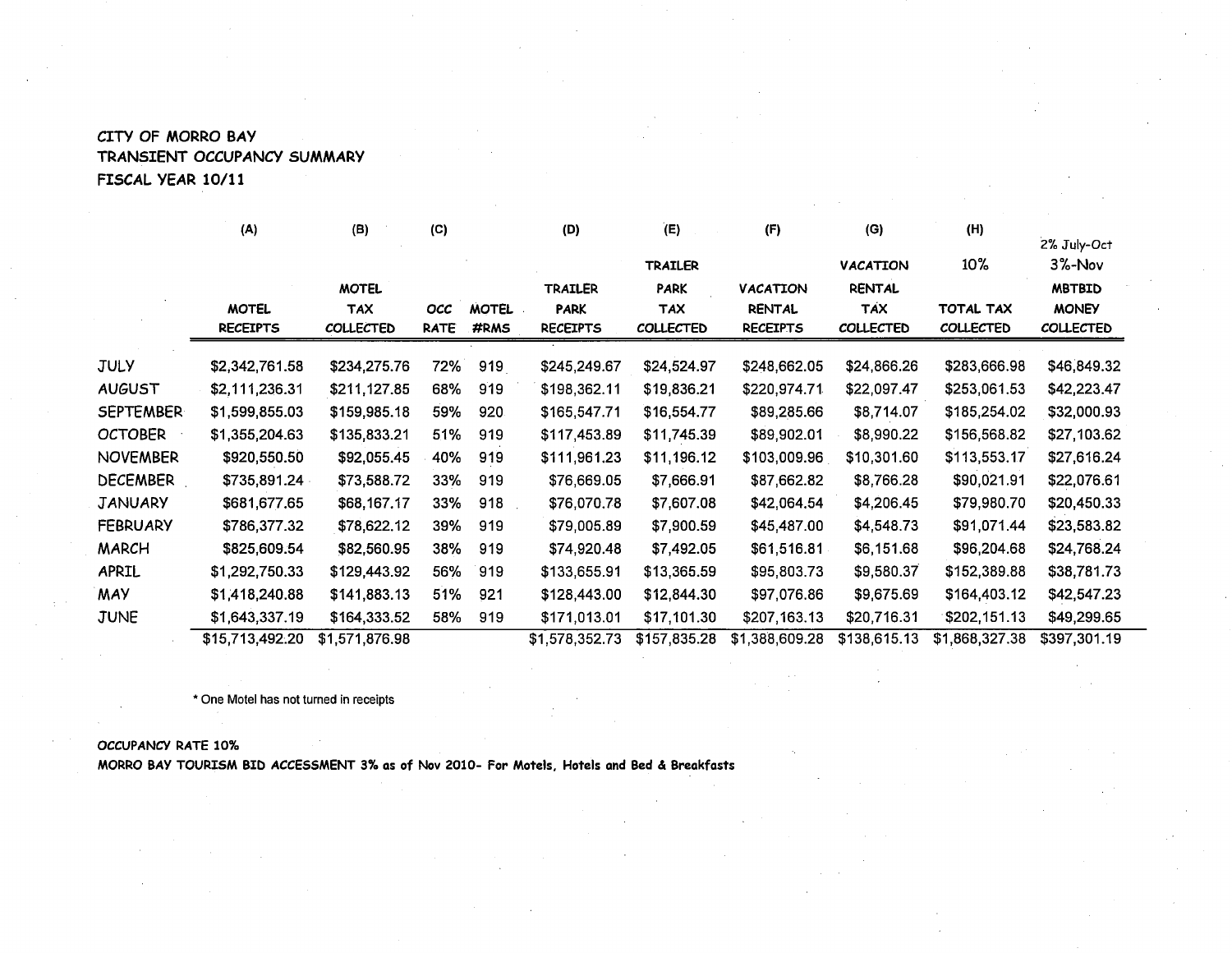CITY OF MORRO BAY
TRANSIENT OCCUPANCY SUMMARY
FISCAL YEAR 10/11

| | (A) | (B) | (C) | | (D) | (E) | (F) | (G) | (H) | 2% July-Oct |
|---|---|---|---|---|---|---|---|---|---|---|
| | | | | | | TRAILER | | VACATION | 10% | 3%-Nov |
| | MOTEL RECEIPTS | MOTEL TAX COLLECTED | OCC RATE | MOTEL #RMS | TRAILER PARK RECEIPTS | PARK TAX COLLECTED | VACATION RENTAL RECEIPTS | RENTAL TAX COLLECTED | TOTAL TAX COLLECTED | MBTBID MONEY COLLECTED |
| JULY | $2,342,761.58 | $234,275.76 | 72% | 919 | $245,249.67 | $24,524.97 | $248,662.05 | $24,866.26 | $283,666.98 | $46,849.32 |
| AUGUST | $2,111,236.31 | $211,127.85 | 68% | 919 | $198,362.11 | $19,836.21 | $220,974.71 | $22,097.47 | $253,061.53 | $42,223.47 |
| SEPTEMBER | $1,599,855.03 | $159,985.18 | 59% | 920 | $165,547.71 | $16,554.77 | $89,285.66 | $8,714.07 | $185,254.02 | $32,000.93 |
| OCTOBER | $1,355,204.63 | $135,833.21 | 51% | 919 | $117,453.89 | $11,745.39 | $89,902.01 | $8,990.22 | $156,568.82 | $27,103.62 |
| NOVEMBER | $920,550.50 | $92,055.45 | 40% | 919 | $111,961.23 | $11,196.12 | $103,009.96 | $10,301.60 | $113,553.17 | $27,616.24 |
| DECEMBER | $735,891.24 | $73,588.72 | 33% | 919 | $76,669.05 | $7,666.91 | $87,662.82 | $8,766.28 | $90,021.91 | $22,076.61 |
| JANUARY | $681,677.65 | $68,167.17 | 33% | 918 | $76,070.78 | $7,607.08 | $42,064.54 | $4,206.45 | $79,980.70 | $20,450.33 |
| FEBRUARY | $786,377.32 | $78,622.12 | 39% | 919 | $79,005.89 | $7,900.59 | $45,487.00 | $4,548.73 | $91,071.44 | $23,583.82 |
| MARCH | $825,609.54 | $82,560.95 | 38% | 919 | $74,920.48 | $7,492.05 | $61,516.81 | $6,151.68 | $96,204.68 | $24,768.24 |
| APRIL | $1,292,750.33 | $129,443.92 | 56% | 919 | $133,655.91 | $13,365.59 | $95,803.73 | $9,580.37 | $152,389.88 | $38,781.73 |
| MAY | $1,418,240.88 | $141,883.13 | 51% | 921 | $128,443.00 | $12,844.30 | $97,076.86 | $9,675.69 | $164,403.12 | $42,547.23 |
| JUNE | $1,643,337.19 | $164,333.52 | 58% | 919 | $171,013.01 | $17,101.30 | $207,163.13 | $20,716.31 | $202,151.13 | $49,299.65 |
| | $15,713,492.20 | $1,571,876.98 | | | $1,578,352.73 | $157,835.28 | $1,388,609.28 | $138,615.13 | $1,868,327.38 | $397,301.19 |

\* One Motel has not turned in receipts

OCCUPANCY RATE 10%
MORRO BAY TOURISM BID ACCESSMENT 3% as of Nov 2010- For Motels, Hotels and Bed & Breakfasts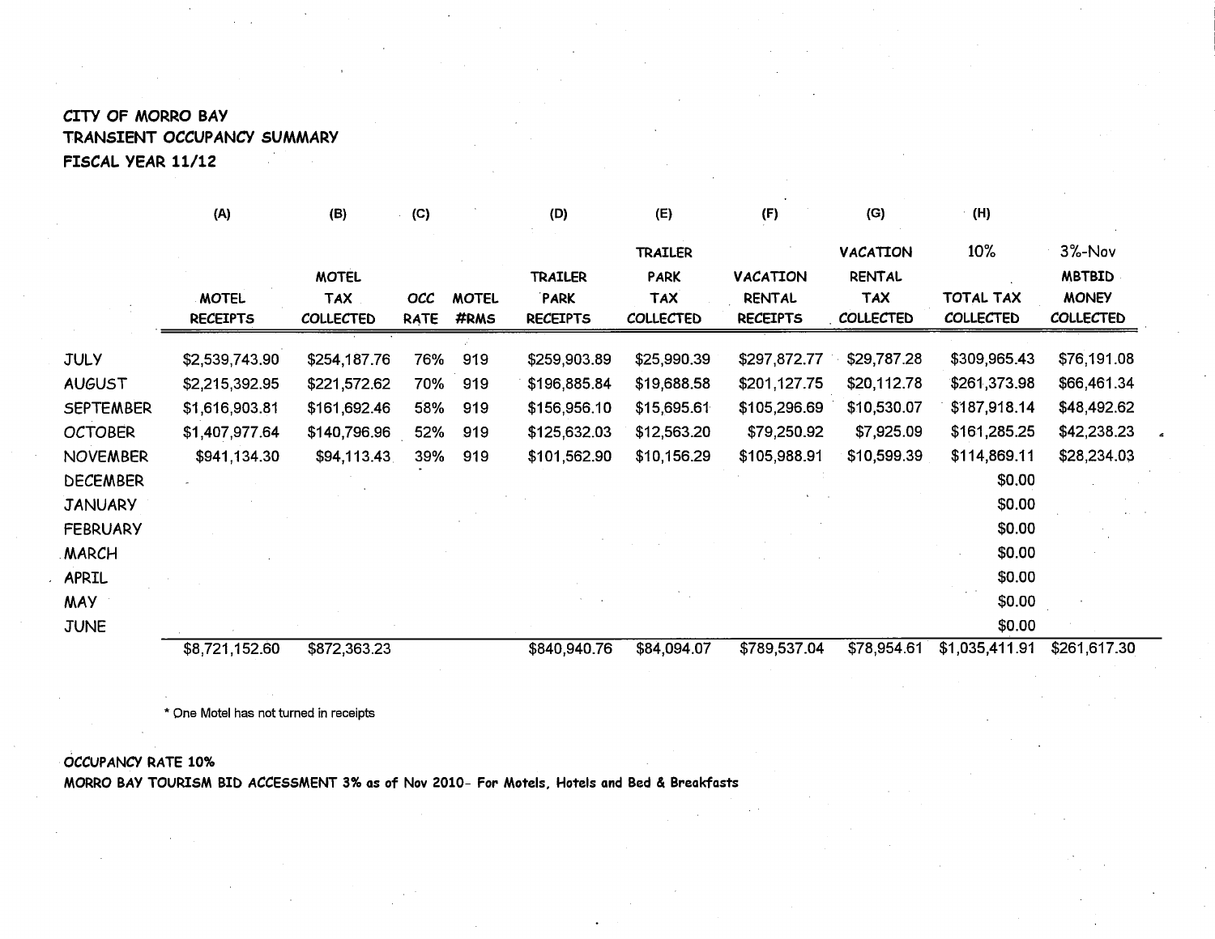CITY OF MORRO BAY
TRANSIENT OCCUPANCY SUMMARY
FISCAL YEAR 11/12

| | (A) | (B) | (C) | | (D) | (E) | (F) | (G) | (H) | |
|---|---|---|---|---|---|---|---|---|---|---|
| | MOTEL RECEIPTS | MOTEL TAX COLLECTED | OCC RATE | MOTEL #RMS | TRAILER PARK RECEIPTS | TRAILER PARK TAX COLLECTED | VACATION RENTAL RECEIPTS | VACATION RENTAL TAX COLLECTED | 10% TOTAL TAX COLLECTED | 3%-Nov MBTBID MONEY COLLECTED |
| JULY | $2,539,743.90 | $254,187.76 | 76% | 919 | $259,903.89 | $25,990.39 | $297,872.77 | $29,787.28 | $309,965.43 | $76,191.08 |
| AUGUST | $2,215,392.95 | $221,572.62 | 70% | 919 | $196,885.84 | $19,688.58 | $201,127.75 | $20,112.78 | $261,373.98 | $66,461.34 |
| SEPTEMBER | $1,616,903.81 | $161,692.46 | 58% | 919 | $156,956.10 | $15,695.61 | $105,296.69 | $10,530.07 | $187,918.14 | $48,492.62 |
| OCTOBER | $1,407,977.64 | $140,796.96 | 52% | 919 | $125,632.03 | $12,563.20 | $79,250.92 | $7,925.09 | $161,285.25 | $42,238.23 |
| NOVEMBER | $941,134.30 | $94,113.43 | 39% | 919 | $101,562.90 | $10,156.29 | $105,988.91 | $10,599.39 | $114,869.11 | $28,234.03 |
| DECEMBER | | | | | | | | | $0.00 | |
| JANUARY | | | | | | | | | $0.00 | |
| FEBRUARY | | | | | | | | | $0.00 | |
| MARCH | | | | | | | | | $0.00 | |
| APRIL | | | | | | | | | $0.00 | |
| MAY | | | | | | | | | $0.00 | |
| JUNE | | | | | | | | | $0.00 | |
| | $8,721,152.60 | $872,363.23 | | | $840,940.76 | $84,094.07 | $789,537.04 | $78,954.61 | $1,035,411.91 | $261,617.30 |

* One Motel has not turned in receipts

OCCUPANCY RATE 10%

MORRO BAY TOURISM BID ACCESSMENT 3% as of Nov 2010- For Motels, Hotels and Bed & Breakfasts